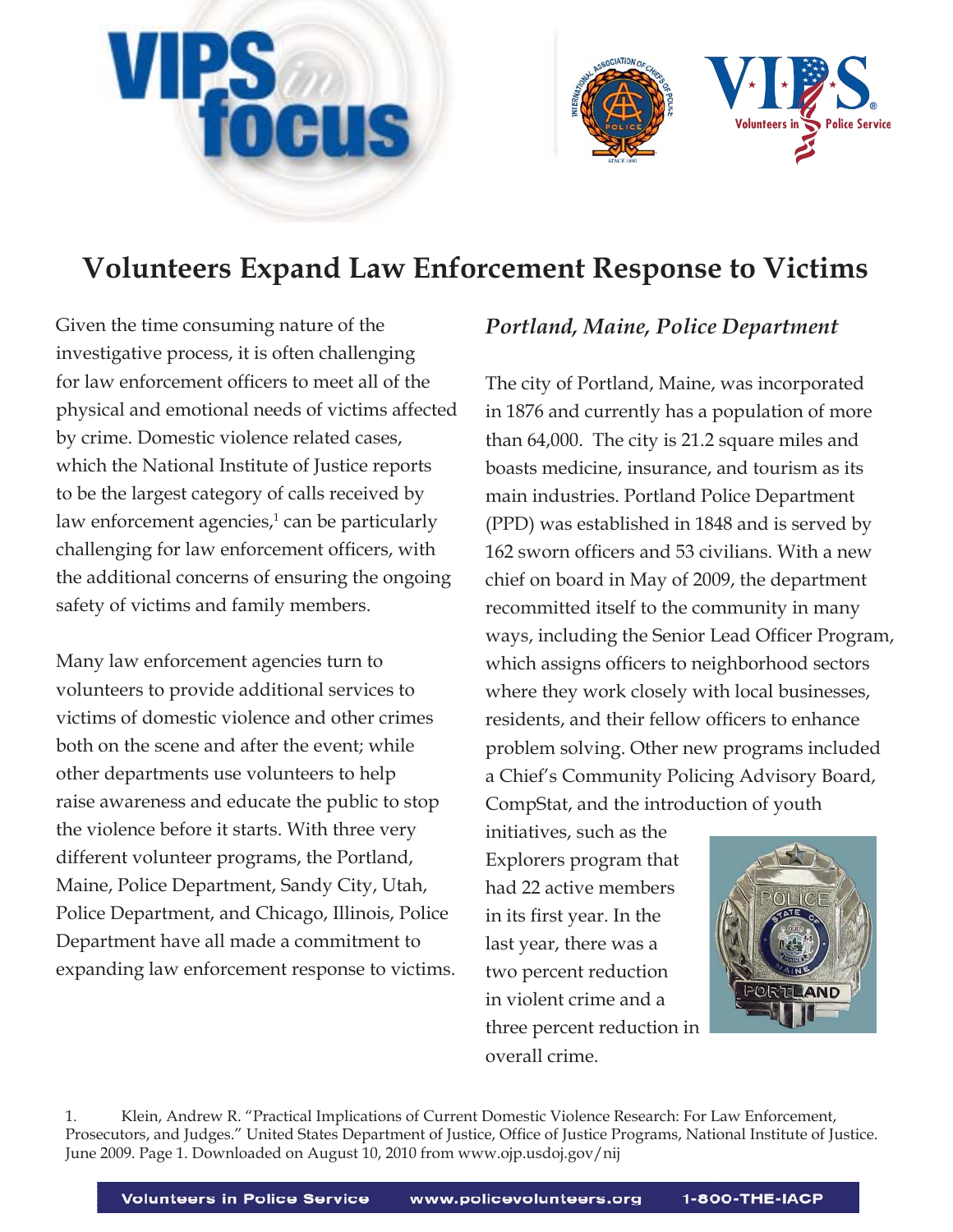# Volunteers Expand Law Enforcement Response to Victims

Given the time consuming nature of the investigative process, it is often challenging for law enforcement officers to meet all of the physical and emotional needs of victims affected by crime. Domestic violence related cases, which the National Institute of Justice reports to be the largest category of calls received by law enforcement agencies,[1] can be particularly challenging for law enforcement officers, with the additional concerns of ensuring the ongoing safety of victims and family members.

Many law enforcement agencies turn to volunteers to provide additional services to victims of domestic violence and other crimes both on the scene and after the event; while other departments use volunteers to help raise awareness and educate the public to stop the violence before it starts. With three very different volunteer programs, the Portland, Maine, Police Department, Sandy City, Utah, Police Department, and Chicago, Illinois, Police Department have all made a commitment to expanding law enforcement response to victims.

### *Portland, Maine, Police Department*

The city of Portland, Maine, was incorporated in 1876 and currently has a population of more than 64,000. The city is 21.2 square miles and boasts medicine, insurance, and tourism as its main industries. Portland Police Department (PPD) was established in 1848 and is served by 162 sworn officers and 53 civilians. With a new chief on board in May of 2009, the department recommitted itself to the community in many ways, including the Senior Lead Officer Program, which assigns officers to neighborhood sectors where they work closely with local businesses, residents, and their fellow officers to enhance problem solving. Other new programs included a Chief's Community Policing Advisory Board, CompStat, and the introduction of youth initiatives, such as the Explorers program that had 22 active members in its first year. In the last year, there was a two percent reduction in violent crime and a three percent reduction in overall crime.

1. Klein, Andrew R. "Practical Implications of Current Domestic Violence Research: For Law Enforcement, Prosecutors, and Judges." United States Department of Justice, Office of Justice Programs, National Institute of Justice. June 2009. Page 1. Downloaded on August 10, 2010 from www.ojp.usdoj.gov/nij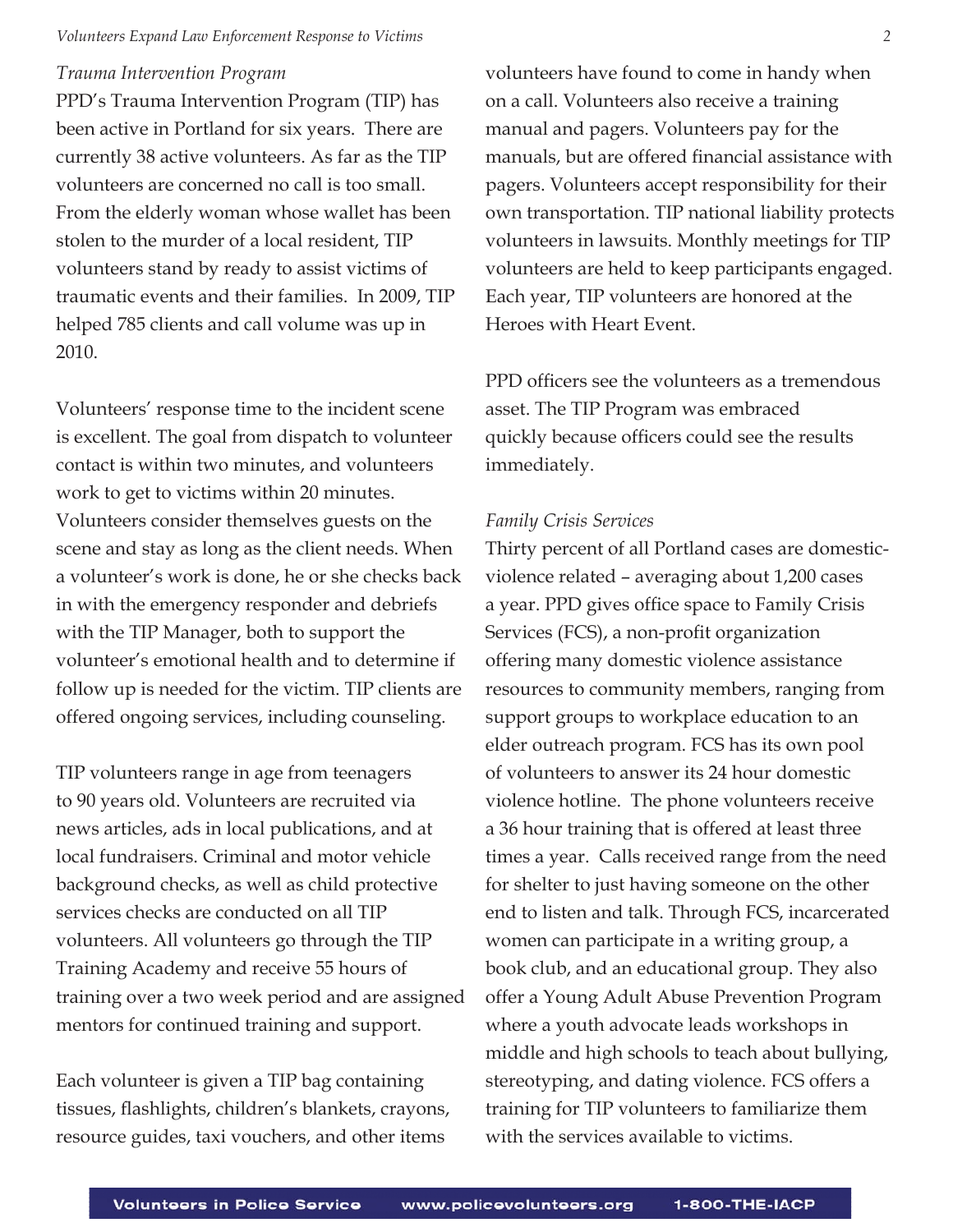*Trauma Intervention Program*

PPD's Trauma Intervention Program (TIP) has been active in Portland for six years. There are currently 38 active volunteers. As far as the TIP volunteers are concerned no call is too small. From the elderly woman whose wallet has been stolen to the murder of a local resident, TIP volunteers stand by ready to assist victims of traumatic events and their families. In 2009, TIP helped 785 clients and call volume was up in 2010.

Volunteers' response time to the incident scene is excellent. The goal from dispatch to volunteer contact is within two minutes, and volunteers work to get to victims within 20 minutes. Volunteers consider themselves guests on the scene and stay as long as the client needs. When a volunteer's work is done, he or she checks back in with the emergency responder and debriefs with the TIP Manager, both to support the volunteer's emotional health and to determine if follow up is needed for the victim. TIP clients are offered ongoing services, including counseling.

TIP volunteers range in age from teenagers to 90 years old. Volunteers are recruited via news articles, ads in local publications, and at local fundraisers. Criminal and motor vehicle background checks, as well as child protective services checks are conducted on all TIP volunteers. All volunteers go through the TIP Training Academy and receive 55 hours of training over a two week period and are assigned mentors for continued training and support.

Each volunteer is given a TIP bag containing tissues, flashlights, children's blankets, crayons, resource guides, taxi vouchers, and other items volunteers have found to come in handy when on a call. Volunteers also receive a training manual and pagers. Volunteers pay for the manuals, but are offered financial assistance with pagers. Volunteers accept responsibility for their own transportation. TIP national liability protects volunteers in lawsuits. Monthly meetings for TIP volunteers are held to keep participants engaged. Each year, TIP volunteers are honored at the Heroes with Heart Event.

PPD officers see the volunteers as a tremendous asset. The TIP Program was embraced quickly because officers could see the results immediately.

*Family Crisis Services*

Thirty percent of all Portland cases are domestic-violence related – averaging about 1,200 cases a year. PPD gives office space to Family Crisis Services (FCS), a non-profit organization offering many domestic violence assistance resources to community members, ranging from support groups to workplace education to an elder outreach program. FCS has its own pool of volunteers to answer its 24 hour domestic violence hotline. The phone volunteers receive a 36 hour training that is offered at least three times a year. Calls received range from the need for shelter to just having someone on the other end to listen and talk. Through FCS, incarcerated women can participate in a writing group, a book club, and an educational group. They also offer a Young Adult Abuse Prevention Program where a youth advocate leads workshops in middle and high schools to teach about bullying, stereotyping, and dating violence. FCS offers a training for TIP volunteers to familiarize them with the services available to victims.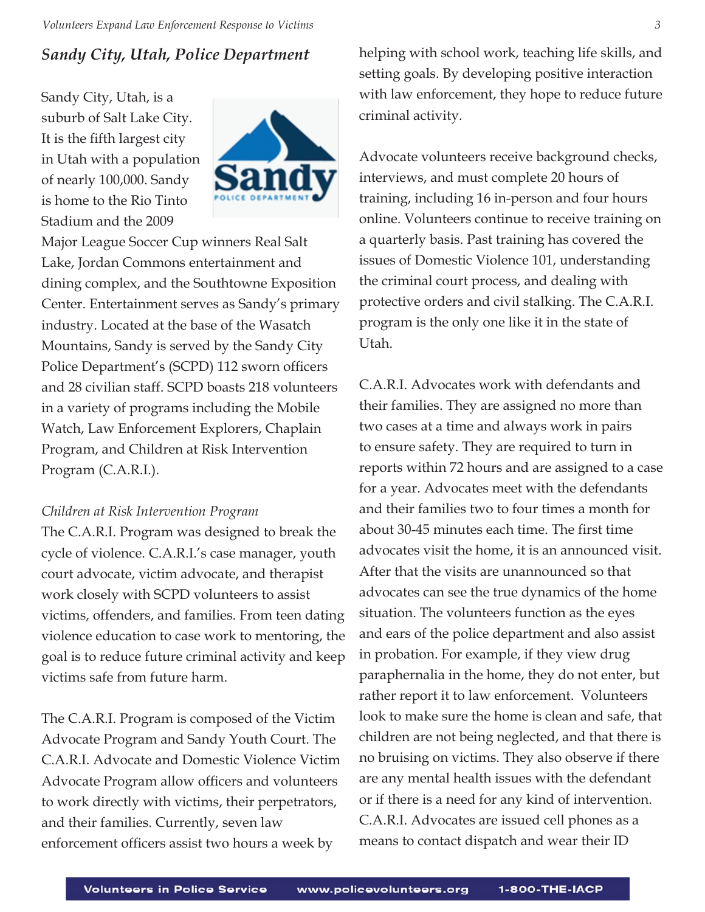## *Sandy City, Utah, Police Department*

Sandy City, Utah, is a suburb of Salt Lake City. It is the fifth largest city in Utah with a population of nearly 100,000. Sandy is home to the Rio Tinto Stadium and the 2009 Major League Soccer Cup winners Real Salt Lake, Jordan Commons entertainment and dining complex, and the Southtowne Exposition Center. Entertainment serves as Sandy's primary industry. Located at the base of the Wasatch Mountains, Sandy is served by the Sandy City Police Department's (SCPD) 112 sworn officers and 28 civilian staff. SCPD boasts 218 volunteers in a variety of programs including the Mobile Watch, Law Enforcement Explorers, Chaplain Program, and Children at Risk Intervention Program (C.A.R.I.).

*Children at Risk Intervention Program*

The C.A.R.I. Program was designed to break the cycle of violence. C.A.R.I.'s case manager, youth court advocate, victim advocate, and therapist work closely with SCPD volunteers to assist victims, offenders, and families. From teen dating violence education to case work to mentoring, the goal is to reduce future criminal activity and keep victims safe from future harm.

The C.A.R.I. Program is composed of the Victim Advocate Program and Sandy Youth Court. The C.A.R.I. Advocate and Domestic Violence Victim Advocate Program allow officers and volunteers to work directly with victims, their perpetrators, and their families. Currently, seven law enforcement officers assist two hours a week by helping with school work, teaching life skills, and setting goals. By developing positive interaction with law enforcement, they hope to reduce future criminal activity.

Advocate volunteers receive background checks, interviews, and must complete 20 hours of training, including 16 in-person and four hours online. Volunteers continue to receive training on a quarterly basis. Past training has covered the issues of Domestic Violence 101, understanding the criminal court process, and dealing with protective orders and civil stalking. The C.A.R.I. program is the only one like it in the state of Utah.

C.A.R.I. Advocates work with defendants and their families. They are assigned no more than two cases at a time and always work in pairs to ensure safety. They are required to turn in reports within 72 hours and are assigned to a case for a year. Advocates meet with the defendants and their families two to four times a month for about 30-45 minutes each time. The first time advocates visit the home, it is an announced visit. After that the visits are unannounced so that advocates can see the true dynamics of the home situation. The volunteers function as the eyes and ears of the police department and also assist in probation. For example, if they view drug paraphernalia in the home, they do not enter, but rather report it to law enforcement. Volunteers look to make sure the home is clean and safe, that children are not being neglected, and that there is no bruising on victims. They also observe if there are any mental health issues with the defendant or if there is a need for any kind of intervention. C.A.R.I. Advocates are issued cell phones as a means to contact dispatch and wear their ID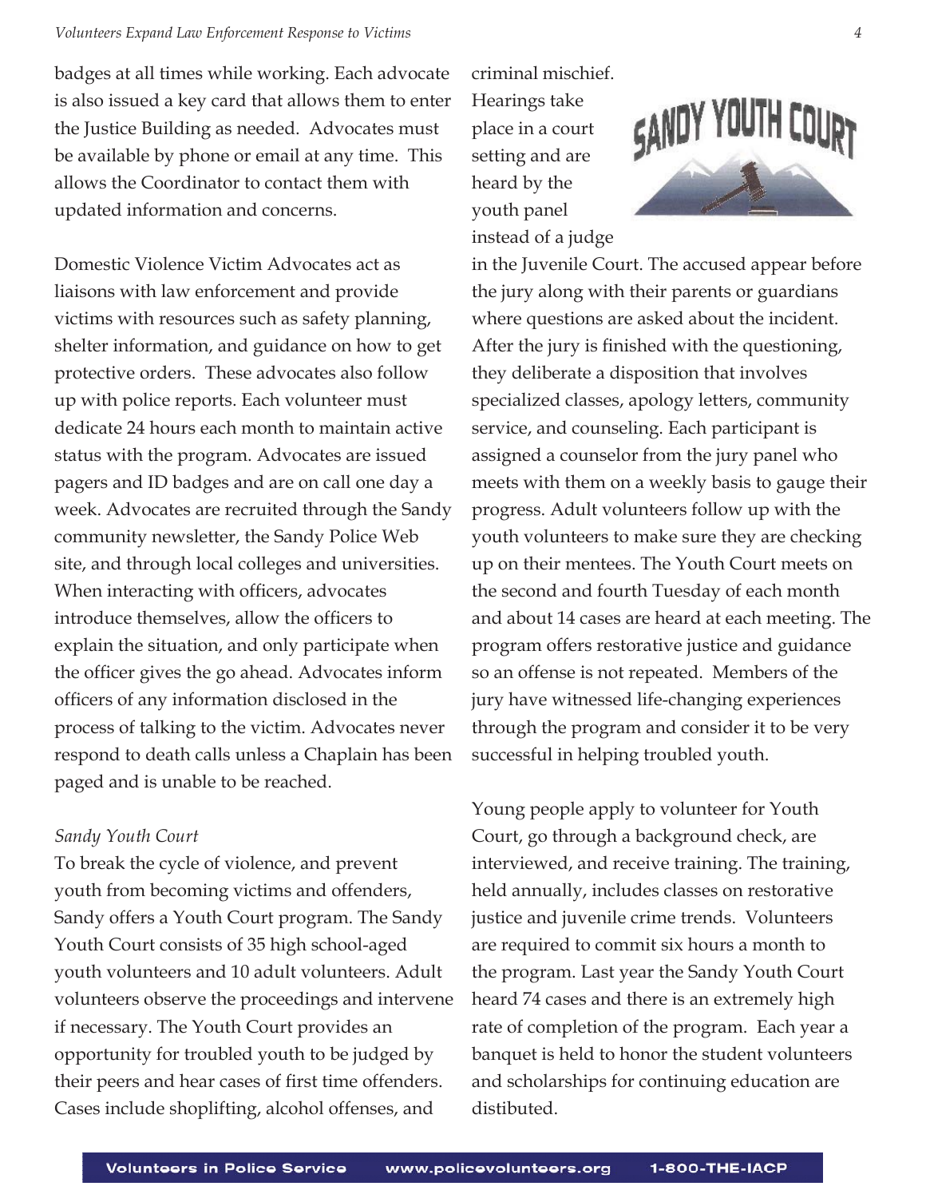badges at all times while working. Each advocate is also issued a key card that allows them to enter the Justice Building as needed. Advocates must be available by phone or email at any time. This allows the Coordinator to contact them with updated information and concerns.

Domestic Violence Victim Advocates act as liaisons with law enforcement and provide victims with resources such as safety planning, shelter information, and guidance on how to get protective orders. These advocates also follow up with police reports. Each volunteer must dedicate 24 hours each month to maintain active status with the program. Advocates are issued pagers and ID badges and are on call one day a week. Advocates are recruited through the Sandy community newsletter, the Sandy Police Web site, and through local colleges and universities. When interacting with officers, advocates introduce themselves, allow the officers to explain the situation, and only participate when the officer gives the go ahead. Advocates inform officers of any information disclosed in the process of talking to the victim. Advocates never respond to death calls unless a Chaplain has been paged and is unable to be reached.

*Sandy Youth Court*

To break the cycle of violence, and prevent youth from becoming victims and offenders, Sandy offers a Youth Court program. The Sandy Youth Court consists of 35 high school-aged youth volunteers and 10 adult volunteers. Adult volunteers observe the proceedings and intervene if necessary. The Youth Court provides an opportunity for troubled youth to be judged by their peers and hear cases of first time offenders. Cases include shoplifting, alcohol offenses, and criminal mischief. Hearings take place in a court setting and are heard by the youth panel instead of a judge in the Juvenile Court. The accused appear before the jury along with their parents or guardians where questions are asked about the incident. After the jury is finished with the questioning, they deliberate a disposition that involves specialized classes, apology letters, community service, and counseling. Each participant is assigned a counselor from the jury panel who meets with them on a weekly basis to gauge their progress. Adult volunteers follow up with the youth volunteers to make sure they are checking up on their mentees. The Youth Court meets on the second and fourth Tuesday of each month and about 14 cases are heard at each meeting. The program offers restorative justice and guidance so an offense is not repeated. Members of the jury have witnessed life-changing experiences through the program and consider it to be very successful in helping troubled youth.

Young people apply to volunteer for Youth Court, go through a background check, are interviewed, and receive training. The training, held annually, includes classes on restorative justice and juvenile crime trends. Volunteers are required to commit six hours a month to the program. Last year the Sandy Youth Court heard 74 cases and there is an extremely high rate of completion of the program. Each year a banquet is held to honor the student volunteers and scholarships for continuing education are distibuted.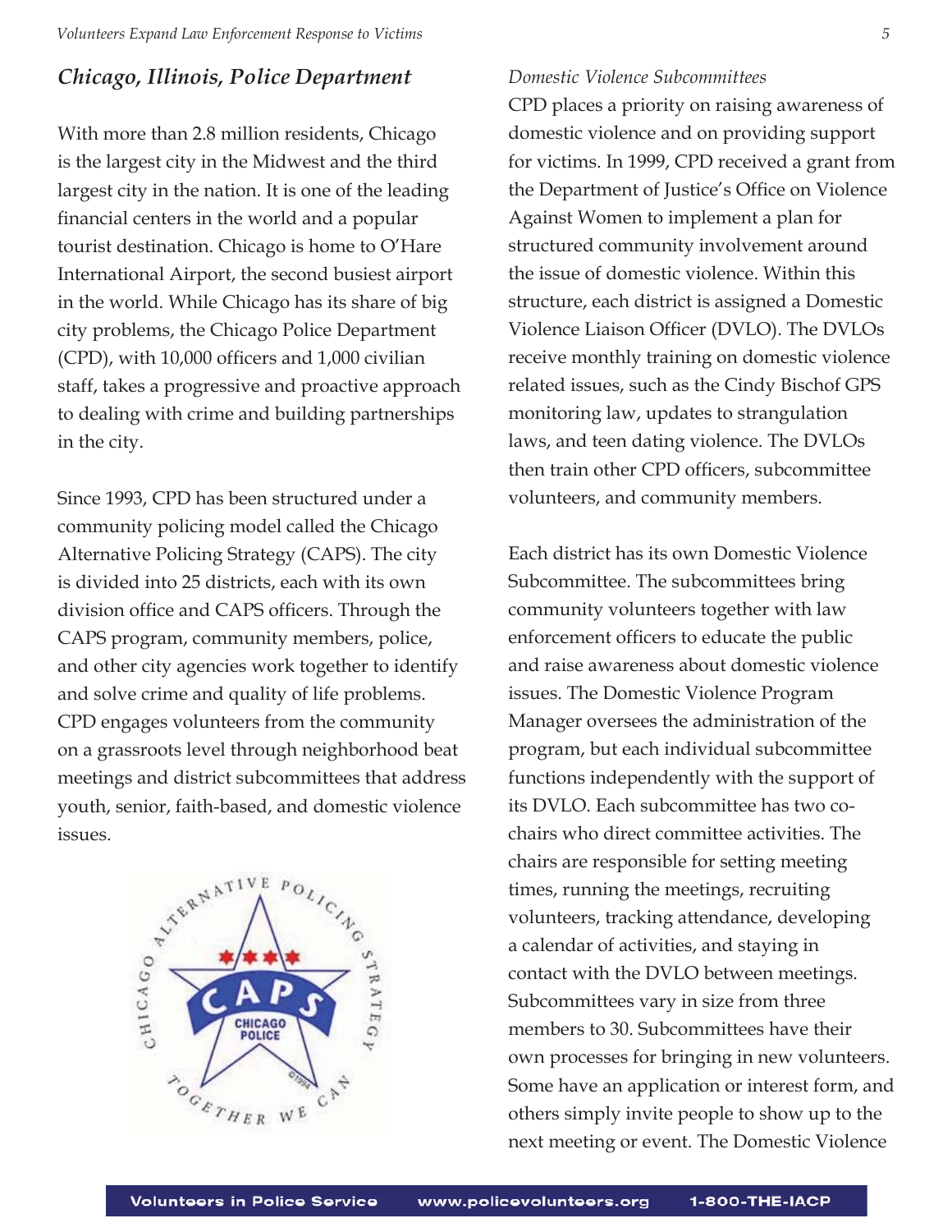## *Chicago, Illinois, Police Department*

With more than 2.8 million residents, Chicago is the largest city in the Midwest and the third largest city in the nation. It is one of the leading financial centers in the world and a popular tourist destination. Chicago is home to O'Hare International Airport, the second busiest airport in the world. While Chicago has its share of big city problems, the Chicago Police Department (CPD), with 10,000 officers and 1,000 civilian staff, takes a progressive and proactive approach to dealing with crime and building partnerships in the city.

Since 1993, CPD has been structured under a community policing model called the Chicago Alternative Policing Strategy (CAPS). The city is divided into 25 districts, each with its own division office and CAPS officers. Through the CAPS program, community members, police, and other city agencies work together to identify and solve crime and quality of life problems. CPD engages volunteers from the community on a grassroots level through neighborhood beat meetings and district subcommittees that address youth, senior, faith-based, and domestic violence issues.

*Domestic Violence Subcommittees*

CPD places a priority on raising awareness of domestic violence and on providing support for victims. In 1999, CPD received a grant from the Department of Justice's Office on Violence Against Women to implement a plan for structured community involvement around the issue of domestic violence. Within this structure, each district is assigned a Domestic Violence Liaison Officer (DVLO). The DVLOs receive monthly training on domestic violence related issues, such as the Cindy Bischof GPS monitoring law, updates to strangulation laws, and teen dating violence. The DVLOs then train other CPD officers, subcommittee volunteers, and community members.

Each district has its own Domestic Violence Subcommittee. The subcommittees bring community volunteers together with law enforcement officers to educate the public and raise awareness about domestic violence issues. The Domestic Violence Program Manager oversees the administration of the program, but each individual subcommittee functions independently with the support of its DVLO. Each subcommittee has two co-chairs who direct committee activities. The chairs are responsible for setting meeting times, running the meetings, recruiting volunteers, tracking attendance, developing a calendar of activities, and staying in contact with the DVLO between meetings. Subcommittees vary in size from three members to 30. Subcommittees have their own processes for bringing in new volunteers. Some have an application or interest form, and others simply invite people to show up to the next meeting or event. The Domestic Violence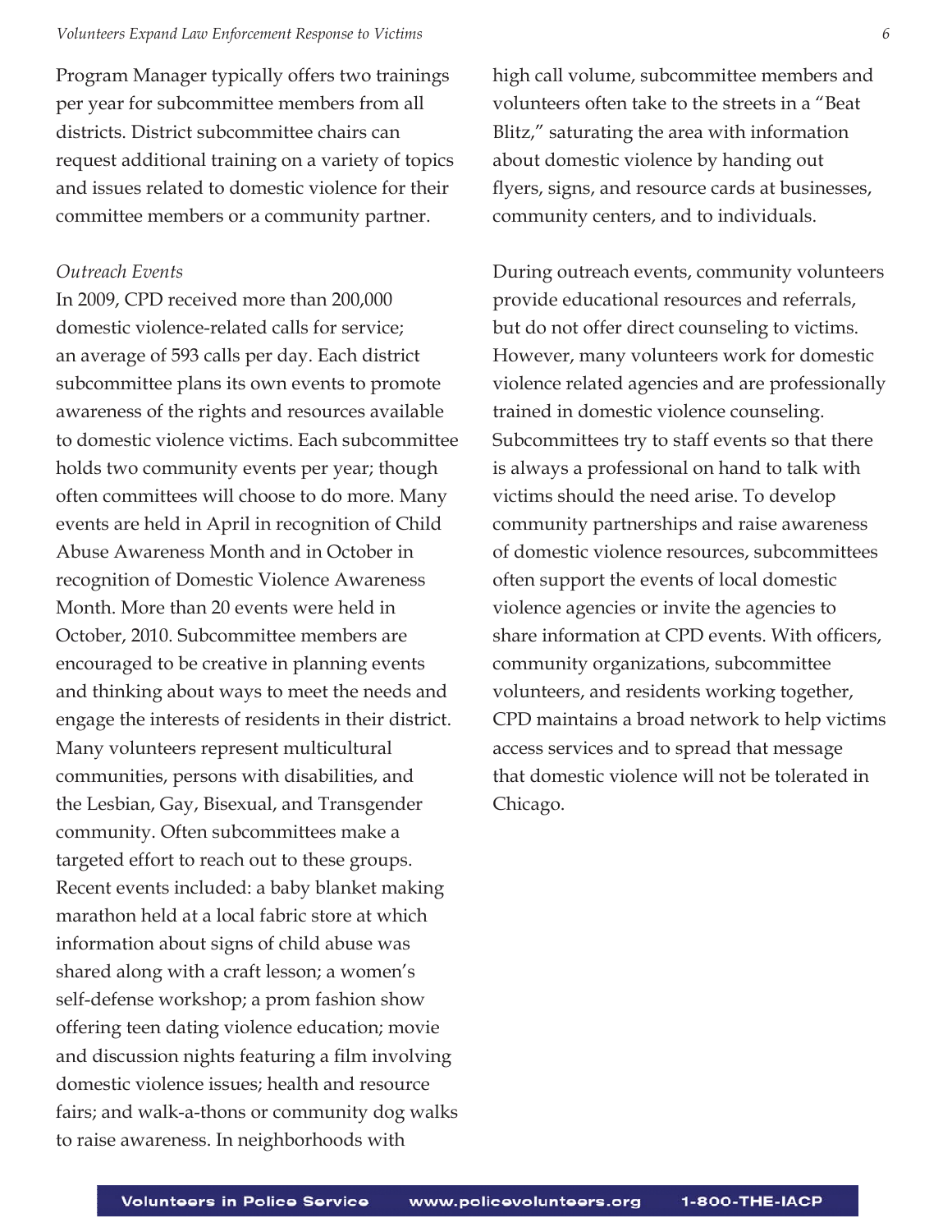Program Manager typically offers two trainings per year for subcommittee members from all districts. District subcommittee chairs can request additional training on a variety of topics and issues related to domestic violence for their committee members or a community partner.

*Outreach Events*

In 2009, CPD received more than 200,000 domestic violence-related calls for service; an average of 593 calls per day. Each district subcommittee plans its own events to promote awareness of the rights and resources available to domestic violence victims. Each subcommittee holds two community events per year; though often committees will choose to do more. Many events are held in April in recognition of Child Abuse Awareness Month and in October in recognition of Domestic Violence Awareness Month. More than 20 events were held in October, 2010. Subcommittee members are encouraged to be creative in planning events and thinking about ways to meet the needs and engage the interests of residents in their district. Many volunteers represent multicultural communities, persons with disabilities, and the Lesbian, Gay, Bisexual, and Transgender community. Often subcommittees make a targeted effort to reach out to these groups. Recent events included: a baby blanket making marathon held at a local fabric store at which information about signs of child abuse was shared along with a craft lesson; a women's self-defense workshop; a prom fashion show offering teen dating violence education; movie and discussion nights featuring a film involving domestic violence issues; health and resource fairs; and walk-a-thons or community dog walks to raise awareness. In neighborhoods with high call volume, subcommittee members and volunteers often take to the streets in a "Beat Blitz," saturating the area with information about domestic violence by handing out flyers, signs, and resource cards at businesses, community centers, and to individuals.

During outreach events, community volunteers provide educational resources and referrals, but do not offer direct counseling to victims. However, many volunteers work for domestic violence related agencies and are professionally trained in domestic violence counseling. Subcommittees try to staff events so that there is always a professional on hand to talk with victims should the need arise. To develop community partnerships and raise awareness of domestic violence resources, subcommittees often support the events of local domestic violence agencies or invite the agencies to share information at CPD events. With officers, community organizations, subcommittee volunteers, and residents working together, CPD maintains a broad network to help victims access services and to spread that message that domestic violence will not be tolerated in Chicago.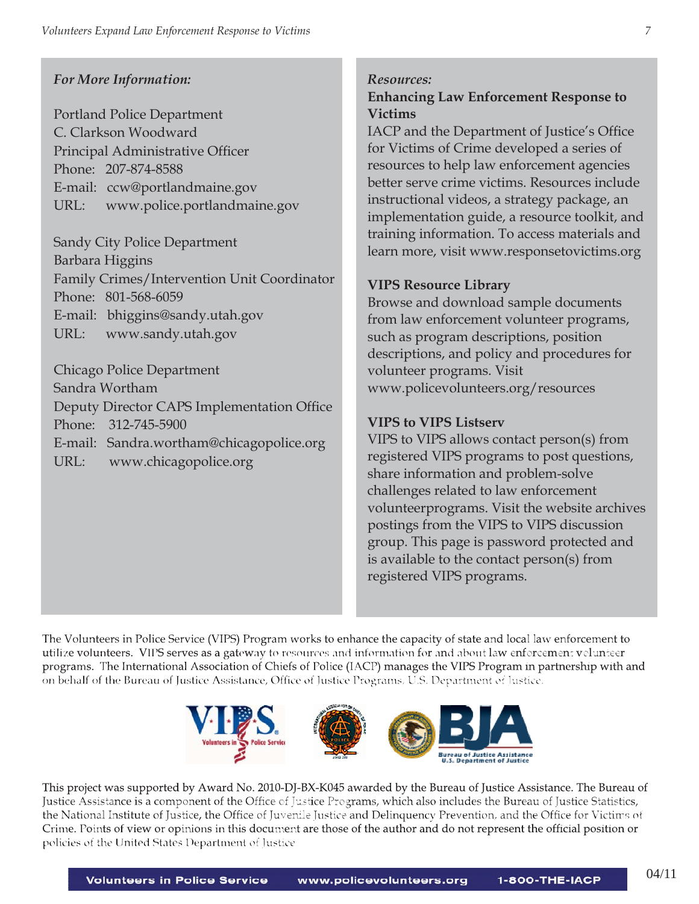*For More Information:*

Portland Police Department
C. Clarkson Woodward
Principal Administrative Officer
Phone: 207-874-8588
E-mail: ccw@portlandmaine.gov
URL: www.police.portlandmaine.gov

Sandy City Police Department
Barbara Higgins
Family Crimes/Intervention Unit Coordinator
Phone: 801-568-6059
E-mail: bhiggins@sandy.utah.gov
URL: www.sandy.utah.gov

Chicago Police Department
Sandra Wortham
Deputy Director CAPS Implementation Office
Phone: 312-745-5900
E-mail: Sandra.wortham@chicagopolice.org
URL: www.chicagopolice.org

*Resources:*

**Enhancing Law Enforcement Response to Victims**

IACP and the Department of Justice's Office for Victims of Crime developed a series of resources to help law enforcement agencies better serve crime victims. Resources include instructional videos, a strategy package, an implementation guide, a resource toolkit, and training information. To access materials and learn more, visit www.responsetovictims.org

**VIPS Resource Library**

Browse and download sample documents from law enforcement volunteer programs, such as program descriptions, position descriptions, and policy and procedures for volunteer programs. Visit www.policevolunteers.org/resources

**VIPS to VIPS Listserv**

VIPS to VIPS allows contact person(s) from registered VIPS programs to post questions, share information and problem-solve challenges related to law enforcement volunteerprograms. Visit the website archives postings from the VIPS to VIPS discussion group. This page is password protected and is available to the contact person(s) from registered VIPS programs.

The Volunteers in Police Service (VIPS) Program works to enhance the capacity of state and local law enforcement to utilize volunteers. VIPS serves as a gateway to resources and information for and about law enforcement volunteer programs. The International Association of Chiefs of Police (IACP) manages the VIPS Program in partnership with and on behalf of the Bureau of Justice Assistance, Office of Justice Programs, U.S. Department of Justice.

This project was supported by Award No. 2010-DJ-BX-K045 awarded by the Bureau of Justice Assistance. The Bureau of Justice Assistance is a component of the Office of Justice Programs, which also includes the Bureau of Justice Statistics, the National Institute of Justice, the Office of Juvenile Justice and Delinquency Prevention, and the Office for Victims of Crime. Points of view or opinions in this document are those of the author and do not represent the official position or policies of the United States Department of Justice.

Volunteers in Police Service www.policevolunteers.org 1-800-THE-IACP

04/11